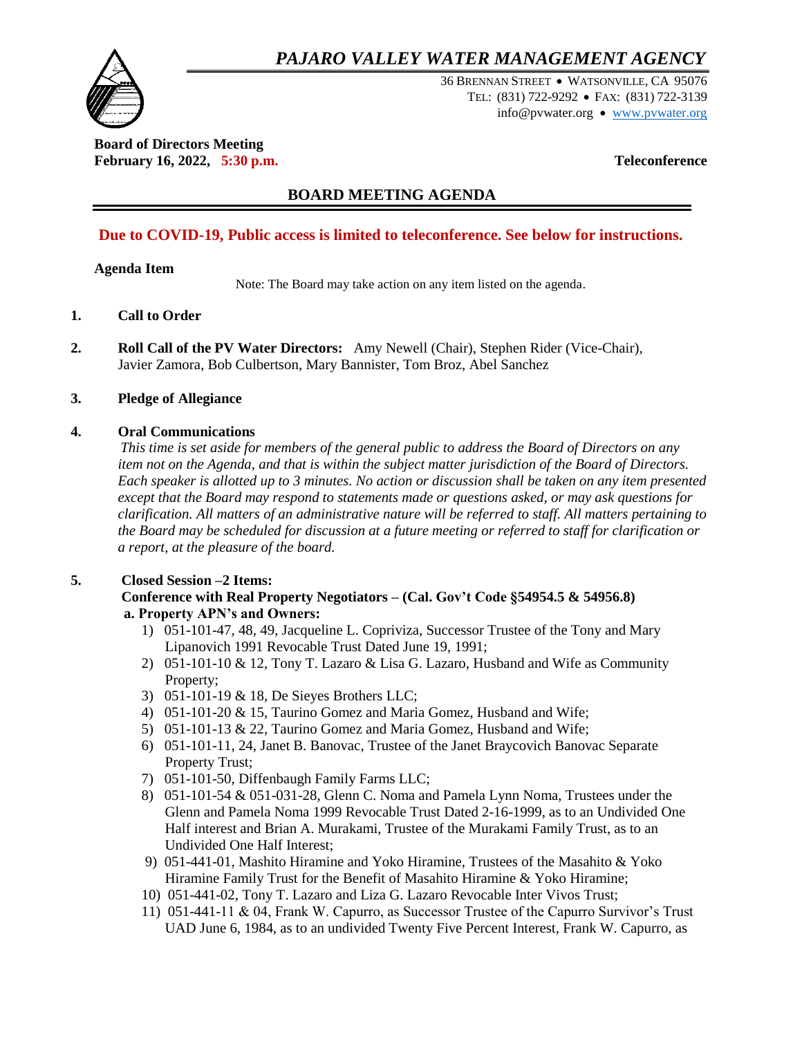# *PAJARO VALLEY WATER MANAGEMENT AGENCY*

36 BRENNAN STREET • WATSONVILLE, CA 95076
TEL: (831) 722-9292 • FAX: (831) 722-3139
info@pvwater.org • www.pvwater.org

**Board of Directors Meeting**
**February 16, 2022, 5:30 p.m.** **Teleconference**

## BOARD MEETING AGENDA

**Due to COVID-19, Public access is limited to teleconference. See below for instructions.**

**Agenda Item**

Note: The Board may take action on any item listed on the agenda.

**1. Call to Order**

**2. Roll Call of the PV Water Directors:** Amy Newell (Chair), Stephen Rider (Vice-Chair), Javier Zamora, Bob Culbertson, Mary Bannister, Tom Broz, Abel Sanchez

**3. Pledge of Allegiance**

**4. Oral Communications**

*This time is set aside for members of the general public to address the Board of Directors on any item not on the Agenda, and that is within the subject matter jurisdiction of the Board of Directors. Each speaker is allotted up to 3 minutes. No action or discussion shall be taken on any item presented except that the Board may respond to statements made or questions asked, or may ask questions for clarification. All matters of an administrative nature will be referred to staff. All matters pertaining to the Board may be scheduled for discussion at a future meeting or referred to staff for clarification or a report, at the pleasure of the board.*

**5. Closed Session –2 Items:**
**Conference with Real Property Negotiators – (Cal. Gov't Code §54954.5 & 54956.8)**
**a. Property APN's and Owners:**

1) 051-101-47, 48, 49, Jacqueline L. Copriviza, Successor Trustee of the Tony and Mary Lipanovich 1991 Revocable Trust Dated June 19, 1991;
2) 051-101-10 & 12, Tony T. Lazaro & Lisa G. Lazaro, Husband and Wife as Community Property;
3) 051-101-19 & 18, De Sieyes Brothers LLC;
4) 051-101-20 & 15, Taurino Gomez and Maria Gomez, Husband and Wife;
5) 051-101-13 & 22, Taurino Gomez and Maria Gomez, Husband and Wife;
6) 051-101-11, 24, Janet B. Banovac, Trustee of the Janet Braycovich Banovac Separate Property Trust;
7) 051-101-50, Diffenbaugh Family Farms LLC;
8) 051-101-54 & 051-031-28, Glenn C. Noma and Pamela Lynn Noma, Trustees under the Glenn and Pamela Noma 1999 Revocable Trust Dated 2-16-1999, as to an Undivided One Half interest and Brian A. Murakami, Trustee of the Murakami Family Trust, as to an Undivided One Half Interest;
9) 051-441-01, Mashito Hiramine and Yoko Hiramine, Trustees of the Masahito & Yoko Hiramine Family Trust for the Benefit of Masahito Hiramine & Yoko Hiramine;
10) 051-441-02, Tony T. Lazaro and Liza G. Lazaro Revocable Inter Vivos Trust;
11) 051-441-11 & 04, Frank W. Capurro, as Successor Trustee of the Capurro Survivor's Trust UAD June 6, 1984, as to an undivided Twenty Five Percent Interest, Frank W. Capurro, as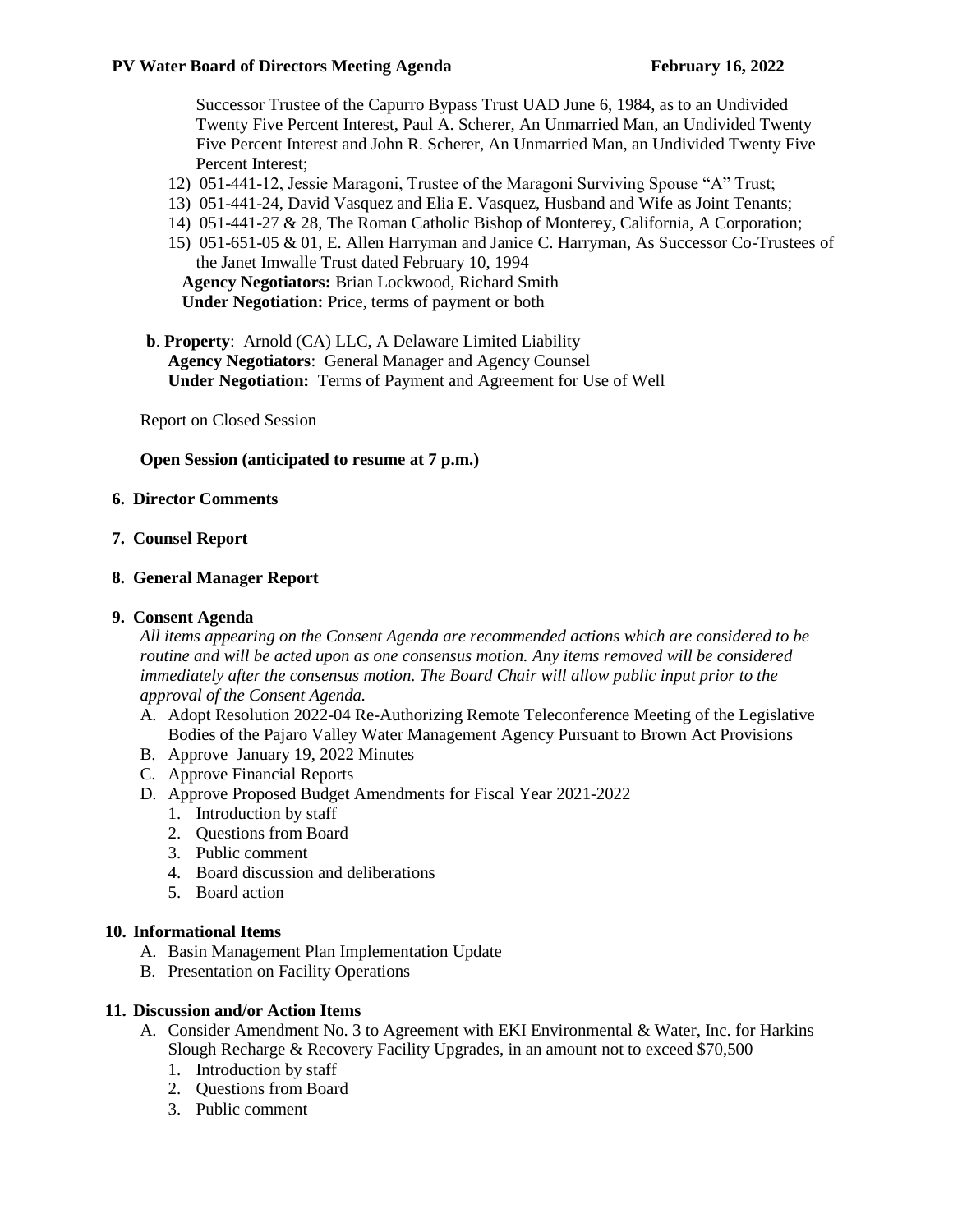Successor Trustee of the Capurro Bypass Trust UAD June 6, 1984, as to an Undivided Twenty Five Percent Interest, Paul A. Scherer, An Unmarried Man, an Undivided Twenty Five Percent Interest and John R. Scherer, An Unmarried Man, an Undivided Twenty Five Percent Interest;

12) 051-441-12, Jessie Maragoni, Trustee of the Maragoni Surviving Spouse "A" Trust;
13) 051-441-24, David Vasquez and Elia E. Vasquez, Husband and Wife as Joint Tenants;
14) 051-441-27 & 28, The Roman Catholic Bishop of Monterey, California, A Corporation;
15) 051-651-05 & 01, E. Allen Harryman and Janice C. Harryman, As Successor Co-Trustees of the Janet Imwalle Trust dated February 10, 1994

**Agency Negotiators:** Brian Lockwood, Richard Smith
**Under Negotiation:** Price, terms of payment or both

**b**. **Property**: Arnold (CA) LLC, A Delaware Limited Liability
**Agency Negotiators**: General Manager and Agency Counsel
**Under Negotiation:** Terms of Payment and Agreement for Use of Well

Report on Closed Session

**Open Session (anticipated to resume at 7 p.m.)**

**6. Director Comments**

**7. Counsel Report**

**8. General Manager Report**

**9. Consent Agenda**

*All items appearing on the Consent Agenda are recommended actions which are considered to be routine and will be acted upon as one consensus motion. Any items removed will be considered immediately after the consensus motion. The Board Chair will allow public input prior to the approval of the Consent Agenda.*

A. Adopt Resolution 2022-04 Re-Authorizing Remote Teleconference Meeting of the Legislative Bodies of the Pajaro Valley Water Management Agency Pursuant to Brown Act Provisions
B. Approve January 19, 2022 Minutes
C. Approve Financial Reports
D. Approve Proposed Budget Amendments for Fiscal Year 2021-2022
   1. Introduction by staff
   2. Questions from Board
   3. Public comment
   4. Board discussion and deliberations
   5. Board action

**10. Informational Items**

A. Basin Management Plan Implementation Update
B. Presentation on Facility Operations

**11. Discussion and/or Action Items**

A. Consider Amendment No. 3 to Agreement with EKI Environmental & Water, Inc. for Harkins Slough Recharge & Recovery Facility Upgrades, in an amount not to exceed $70,500
   1. Introduction by staff
   2. Questions from Board
   3. Public comment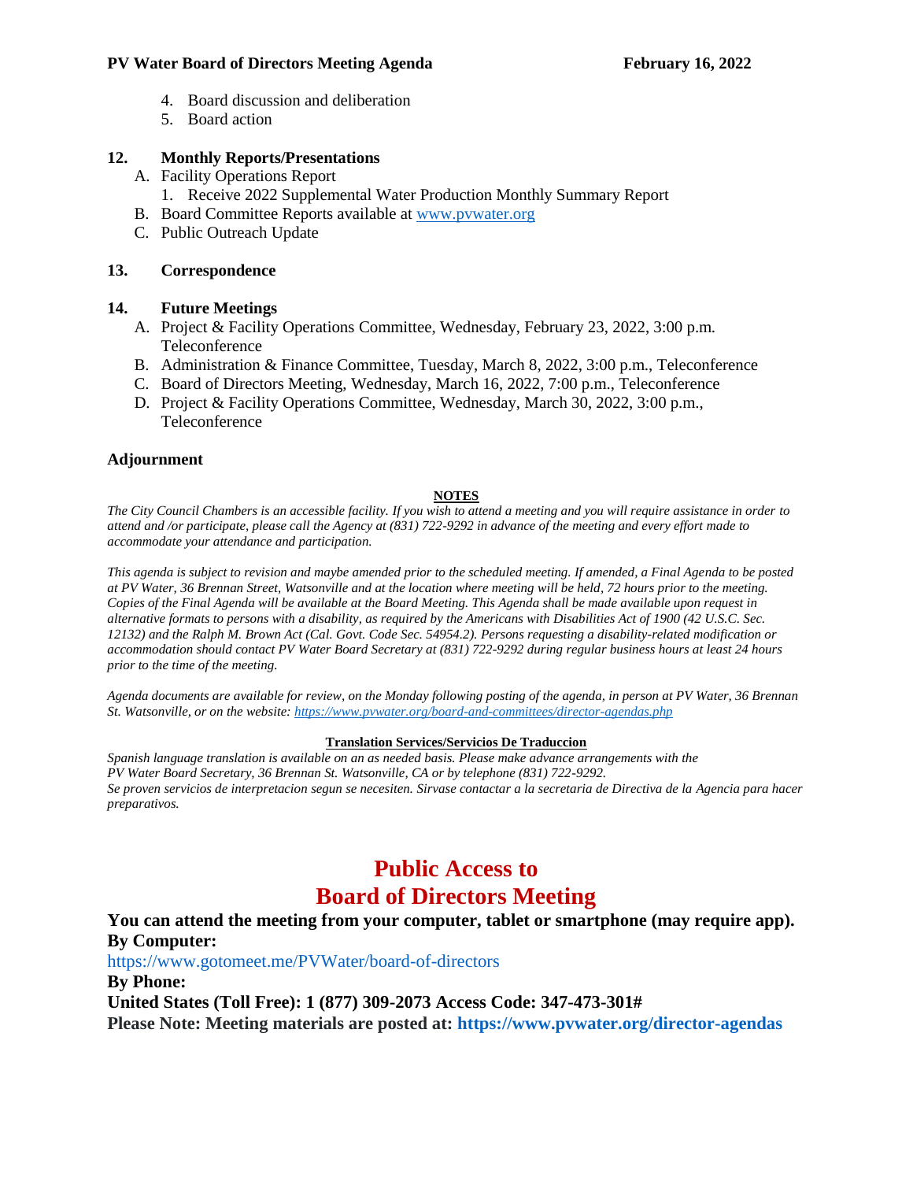4. Board discussion and deliberation
5. Board action

**12. Monthly Reports/Presentations**

A. Facility Operations Report
   1. Receive 2022 Supplemental Water Production Monthly Summary Report

B. Board Committee Reports available at www.pvwater.org

C. Public Outreach Update

**13. Correspondence**

**14. Future Meetings**

A. Project & Facility Operations Committee, Wednesday, February 23, 2022, 3:00 p.m. Teleconference

B. Administration & Finance Committee, Tuesday, March 8, 2022, 3:00 p.m., Teleconference

C. Board of Directors Meeting, Wednesday, March 16, 2022, 7:00 p.m., Teleconference

D. Project & Facility Operations Committee, Wednesday, March 30, 2022, 3:00 p.m., Teleconference

**Adjournment**

**NOTES**

*The City Council Chambers is an accessible facility. If you wish to attend a meeting and you will require assistance in order to attend and /or participate, please call the Agency at (831) 722-9292 in advance of the meeting and every effort made to accommodate your attendance and participation.*

*This agenda is subject to revision and maybe amended prior to the scheduled meeting. If amended, a Final Agenda to be posted at PV Water, 36 Brennan Street, Watsonville and at the location where meeting will be held, 72 hours prior to the meeting. Copies of the Final Agenda will be available at the Board Meeting. This Agenda shall be made available upon request in alternative formats to persons with a disability, as required by the Americans with Disabilities Act of 1900 (42 U.S.C. Sec. 12132) and the Ralph M. Brown Act (Cal. Govt. Code Sec. 54954.2). Persons requesting a disability-related modification or accommodation should contact PV Water Board Secretary at (831) 722-9292 during regular business hours at least 24 hours prior to the time of the meeting.*

*Agenda documents are available for review, on the Monday following posting of the agenda, in person at PV Water, 36 Brennan St. Watsonville, or on the website: https://www.pvwater.org/board-and-committees/director-agendas.php*

**Translation Services/Servicios De Traduccion**

*Spanish language translation is available on an as needed basis. Please make advance arrangements with the PV Water Board Secretary, 36 Brennan St. Watsonville, CA or by telephone (831) 722-9292.*
*Se proven servicios de interpretacion segun se necesiten. Sirvase contactar a la secretaria de Directiva de la Agencia para hacer preparativos.*

## Public Access to Board of Directors Meeting

**You can attend the meeting from your computer, tablet or smartphone (may require app).**

**By Computer:**

https://www.gotomeet.me/PVWater/board-of-directors

**By Phone:**

**United States (Toll Free): 1 (877) 309-2073 Access Code: 347-473-301#**

**Please Note: Meeting materials are posted at: https://www.pvwater.org/director-agendas**